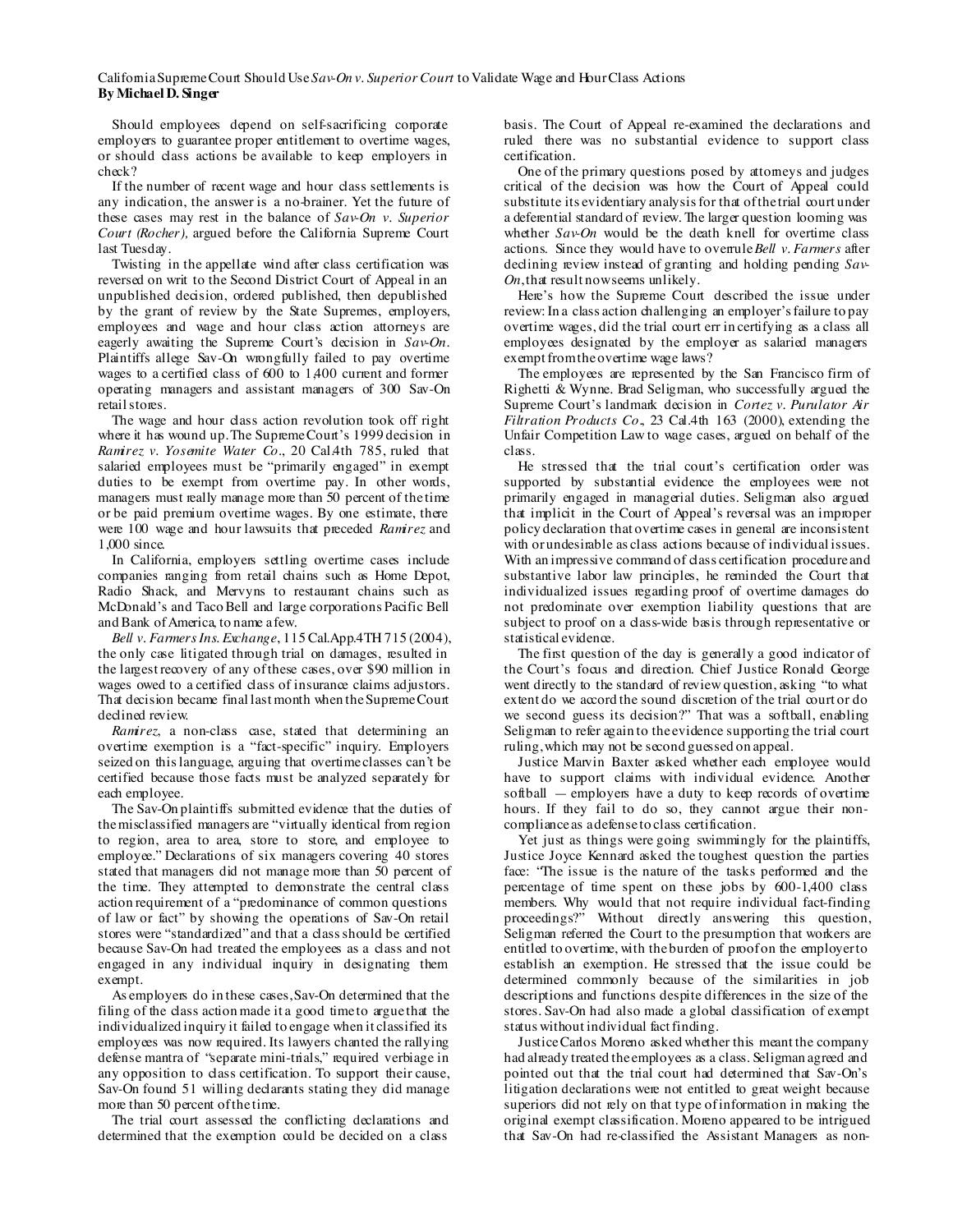# California Supreme Court Should Use *Sav-On v. Superior Court* to Validate Wage and Hour Class Actions

**By Michael D. Singer**

Should employees depend on self-sacrificing corporate employers to guarantee proper entitlement to overtime wages, or should class actions be available to keep employers in check?

If the number of recent wage and hour class settlements is any indication, the answer is a no-brainer. Yet the future of these cases may rest in the balance of *Sav-On v. Superior Court (Rocher),* argued before the California Supreme Court last Tuesday.

Twisting in the appellate wind after class certification was reversed on writ to the Second District Court of Appeal in an unpublished decision, ordered published, then depublished by the grant of review by the State Supremes, employers, employees and wage and hour class action attorneys are eagerly awaiting the Supreme Court's decision in *Sav-On*. Plaintiffs allege Sav-On wrongfully failed to pay overtime wages to a certified class of 600 to 1,400 current and former operating managers and assistant managers of 300 Sav-On retail stores.

The wage and hour class action revolution took off right where it has wound up. The Supreme Court's 1999 decision in *Ramirez v. Yosemite Water Co*., 20 Cal.4th 785, ruled that salaried employees must be "primarily engaged" in exempt duties to be exempt from overtime pay. In other words, managers must really manage more than 50 percent of the time or be paid premium overtime wages. By one estimate, there were 100 wage and hour lawsuits that preceded *Ramirez* and 1,000 since.

In California, employers settling overtime cases include companies ranging from retail chains such as Home Depot, Radio Shack, and Mervyns to restaurant chains such as McDonald's and Taco Bell and large corporations Pacific Bell and Bank of America, to name a few.

*Bell v. Farmers Ins. Exchange*, 115 Cal.App.4TH 715 (2004), the only case litigated through trial on damages, resulted in the largest recovery of any of these cases, over $90 million in wages owed to a certified class of insurance claims adjustors. That decision became final last month when the Supreme Court declined review.

*Ramirez*, a non-class case, stated that determining an overtime exemption is a "fact-specific" inquiry. Employers seized on this language, arguing that overtime classes can't be certified because those facts must be analyzed separately for each employee.

The Sav-On plaintiffs submitted evidence that the duties of the misclassified managers are "virtually identical from region to region, area to area, store to store, and employee to employee." Declarations of six managers covering 40 stores stated that managers did not manage more than 50 percent of the time. They attempted to demonstrate the central class action requirement of a "predominance of common questions of law or fact" by showing the operations of Sav-On retail stores were "standardized" and that a class should be certified because Sav-On had treated the employees as a class and not engaged in any individual inquiry in designating them exempt.

As employers do in these cases, Sav-On determined that the filing of the class action made it a good time to argue that the individualized inquiry it failed to engage when it classified its employees was now required. Its lawyers chanted the rallying defense mantra of "separate mini-trials," required verbiage in any opposition to class certification. To support their cause, Sav-On found 51 willing declarants stating they did manage more than 50 percent of the time.

The trial court assessed the conflicting declarations and determined that the exemption could be decided on a class basis. The Court of Appeal re-examined the declarations and ruled there was no substantial evidence to support class certification.

One of the primary questions posed by attorneys and judges critical of the decision was how the Court of Appeal could substitute its evidentiary analysis for that of the trial court under a deferential standard of review. The larger question looming was whether *Sav-On* would be the death knell for overtime class actions. Since they would have to overrule *Bell v. Farmers* after declining review instead of granting and holding pending *Sav-On*, that result now seems unlikely.

Here's how the Supreme Court described the issue under review: In a class action challenging an employer's failure to pay overtime wages, did the trial court err in certifying as a class all employees designated by the employer as salaried managers exempt from the overtime wage laws?

The employees are represented by the San Francisco firm of Righetti & Wynne. Brad Seligman, who successfully argued the Supreme Court's landmark decision in *Cortez v. Purulator Air Filtration Products Co*., 23 Cal.4th 163 (2000), extending the Unfair Competition Law to wage cases, argued on behalf of the class.

He stressed that the trial court's certification order was supported by substantial evidence the employees were not primarily engaged in managerial duties. Seligman also argued that implicit in the Court of Appeal's reversal was an improper policy declaration that overtime cases in general are inconsistent with or undesirable as class actions because of individual issues. With an impressive command of class certification procedure and substantive labor law principles, he reminded the Court that individualized issues regarding proof of overtime damages do not predominate over exemption liability questions that are subject to proof on a class-wide basis through representative or statistical evidence.

The first question of the day is generally a good indicator of the Court's focus and direction. Chief Justice Ronald George went directly to the standard of review question, asking "to what extent do we accord the sound discretion of the trial court or do we second guess its decision?" That was a softball, enabling Seligman to refer again to the evidence supporting the trial court ruling, which may not be second guessed on appeal.

Justice Marvin Baxter asked whether each employee would have to support claims with individual evidence. Another softball — employers have a duty to keep records of overtime hours. If they fail to do so, they cannot argue their non-compliance as a defense to class certification.

Yet just as things were going swimmingly for the plaintiffs, Justice Joyce Kennard asked the toughest question the parties face: "The issue is the nature of the tasks performed and the percentage of time spent on these jobs by 600-1,400 class members. Why would that not require individual fact-finding proceedings?" Without directly answering this question, Seligman referred the Court to the presumption that workers are entitled to overtime, with the burden of proof on the employer to establish an exemption. He stressed that the issue could be determined commonly because of the similarities in job descriptions and functions despite differences in the size of the stores. Sav-On had also made a global classification of exempt status without individual fact finding.

Justice Carlos Moreno asked whether this meant the company had already treated the employees as a class. Seligman agreed and pointed out that the trial court had determined that Sav-On's litigation declarations were not entitled to great weight because superiors did not rely on that type of information in making the original exempt classification. Moreno appeared to be intrigued that Sav-On had re-classified the Assistant Managers as non-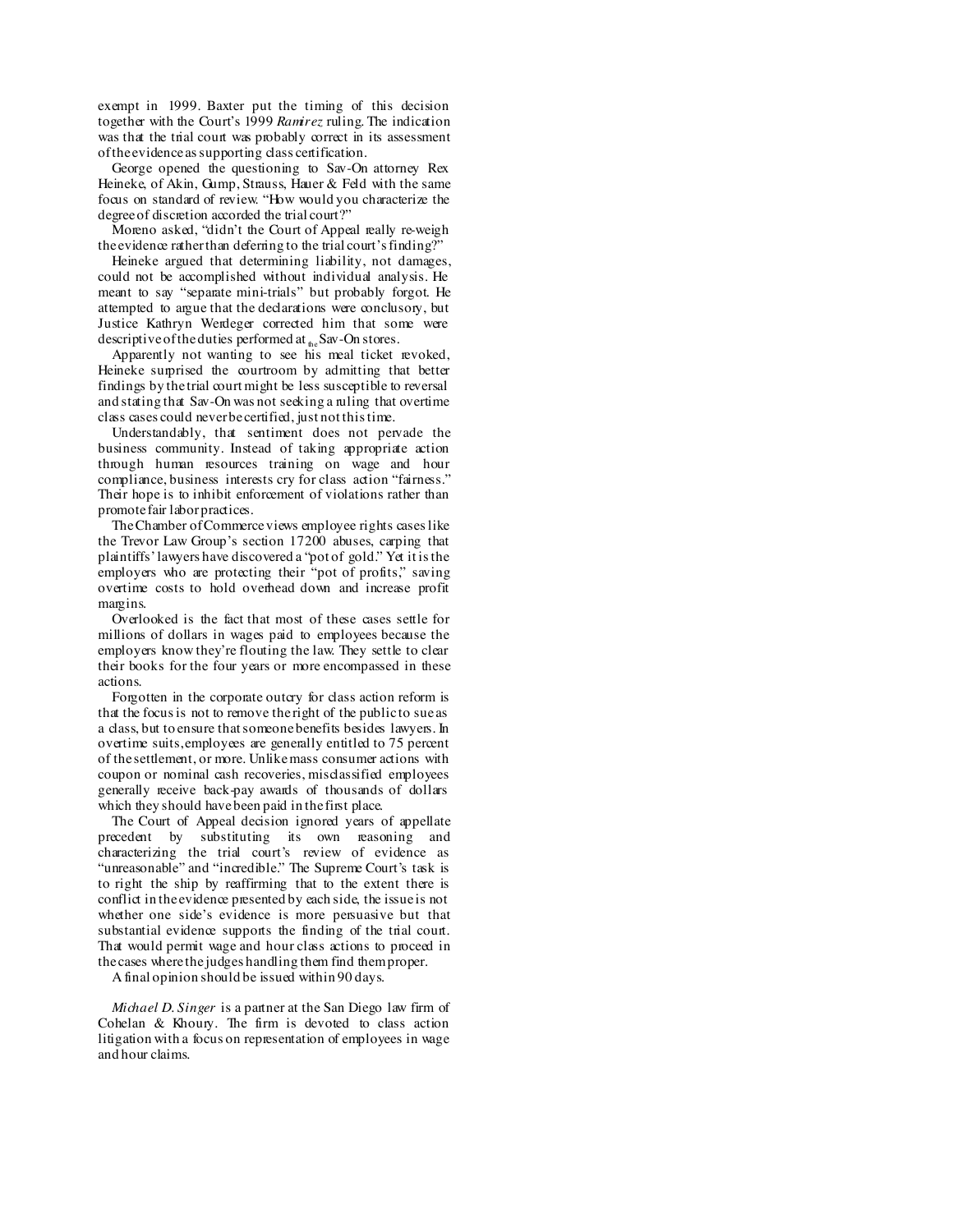exempt in 1999. Baxter put the timing of this decision together with the Court's 1999 *Ramirez* ruling. The indication was that the trial court was probably correct in its assessment of the evidence as supporting class certification.

George opened the questioning to Sav-On attorney Rex Heineke, of Akin, Gump, Strauss, Hauer & Feld with the same focus on standard of review. "How would you characterize the degree of discretion accorded the trial court?"

Moreno asked, "didn't the Court of Appeal really re-weigh the evidence rather than deferring to the trial court's finding?"

Heineke argued that determining liability, not damages, could not be accomplished without individual analysis. He meant to say "separate mini-trials" but probably forgot. He attempted to argue that the declarations were conclusory, but Justice Kathryn Werdeger corrected him that some were descriptive of the duties performed at the Sav-On stores.

Apparently not wanting to see his meal ticket revoked, Heineke surprised the courtroom by admitting that better findings by the trial court might be less susceptible to reversal and stating that Sav-On was not seeking a ruling that overtime class cases could never be certified, just not this time.

Understandably, that sentiment does not pervade the business community. Instead of taking appropriate action through human resources training on wage and hour compliance, business interests cry for class action "fairness." Their hope is to inhibit enforcement of violations rather than promote fair labor practices.

The Chamber of Commerce views employee rights cases like the Trevor Law Group's section 17200 abuses, carping that plaintiffs' lawyers have discovered a "pot of gold." Yet it is the employers who are protecting their "pot of profits," saving overtime costs to hold overhead down and increase profit margins.

Overlooked is the fact that most of these cases settle for millions of dollars in wages paid to employees because the employers know they're flouting the law. They settle to clear their books for the four years or more encompassed in these actions.

Forgotten in the corporate outcry for class action reform is that the focus is not to remove the right of the public to sue as a class, but to ensure that someone benefits besides lawyers. In overtime suits, employees are generally entitled to 75 percent of the settlement, or more. Unlike mass consumer actions with coupon or nominal cash recoveries, misclassified employees generally receive back-pay awards of thousands of dollars which they should have been paid in the first place.

The Court of Appeal decision ignored years of appellate precedent by substituting its own reasoning and characterizing the trial court's review of evidence as "unreasonable" and "incredible." The Supreme Court's task is to right the ship by reaffirming that to the extent there is conflict in the evidence presented by each side, the issue is not whether one side's evidence is more persuasive but that substantial evidence supports the finding of the trial court. That would permit wage and hour class actions to proceed in the cases where the judges handling them find them proper.

A final opinion should be issued within 90 days.

*Michael D. Singer* is a partner at the San Diego law firm of Cohelan & Khoury. The firm is devoted to class action litigation with a focus on representation of employees in wage and hour claims.